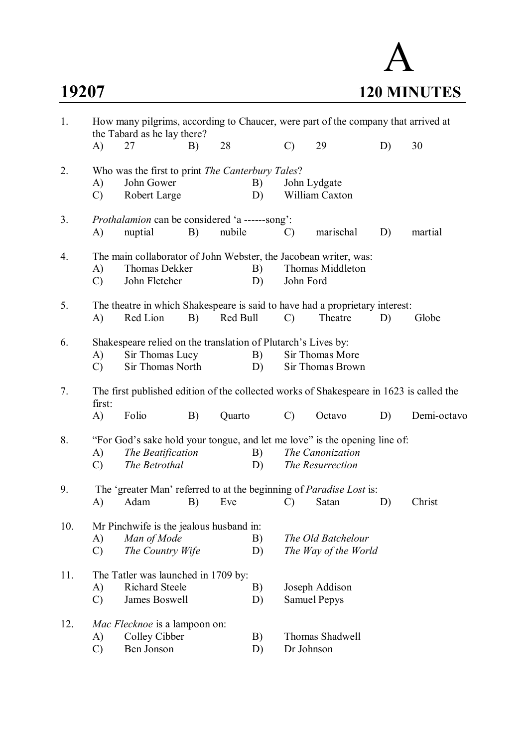# A

**19207** **120 MINUTES**

1. How many pilgrims, according to Chaucer, were part of the company that arrived at the Tabard as he lay there?
   A) 27 B) 28 C) 29 D) 30

2. Who was the first to print *The Canterbury Tales*?
   A) John Gower B) John Lydgate
   C) Robert Large D) William Caxton

3. *Prothalamion* can be considered 'a ------song':
   A) nuptial B) nubile C) marischal D) martial

4. The main collaborator of John Webster, the Jacobean writer, was:
   A) Thomas Dekker B) Thomas Middleton
   C) John Fletcher D) John Ford

5. The theatre in which Shakespeare is said to have had a proprietary interest:
   A) Red Lion B) Red Bull C) Theatre D) Globe

6. Shakespeare relied on the translation of Plutarch's Lives by:
   A) Sir Thomas Lucy B) Sir Thomas More
   C) Sir Thomas North D) Sir Thomas Brown

7. The first published edition of the collected works of Shakespeare in 1623 is called the first:
   A) Folio B) Quarto C) Octavo D) Demi-octavo

8. "For God's sake hold your tongue, and let me love" is the opening line of:
   A) *The Beatification* B) *The Canonization*
   C) *The Betrothal* D) *The Resurrection*

9. The 'greater Man' referred to at the beginning of *Paradise Lost* is:
   A) Adam B) Eve C) Satan D) Christ

10. Mr Pinchwife is the jealous husband in:
    A) *Man of Mode* B) *The Old Batchelour*
    C) *The Country Wife* D) *The Way of the World*

11. The Tatler was launched in 1709 by:
    A) Richard Steele B) Joseph Addison
    C) James Boswell D) Samuel Pepys

12. *Mac Flecknoe* is a lampoon on:
    A) Colley Cibber B) Thomas Shadwell
    C) Ben Jonson D) Dr Johnson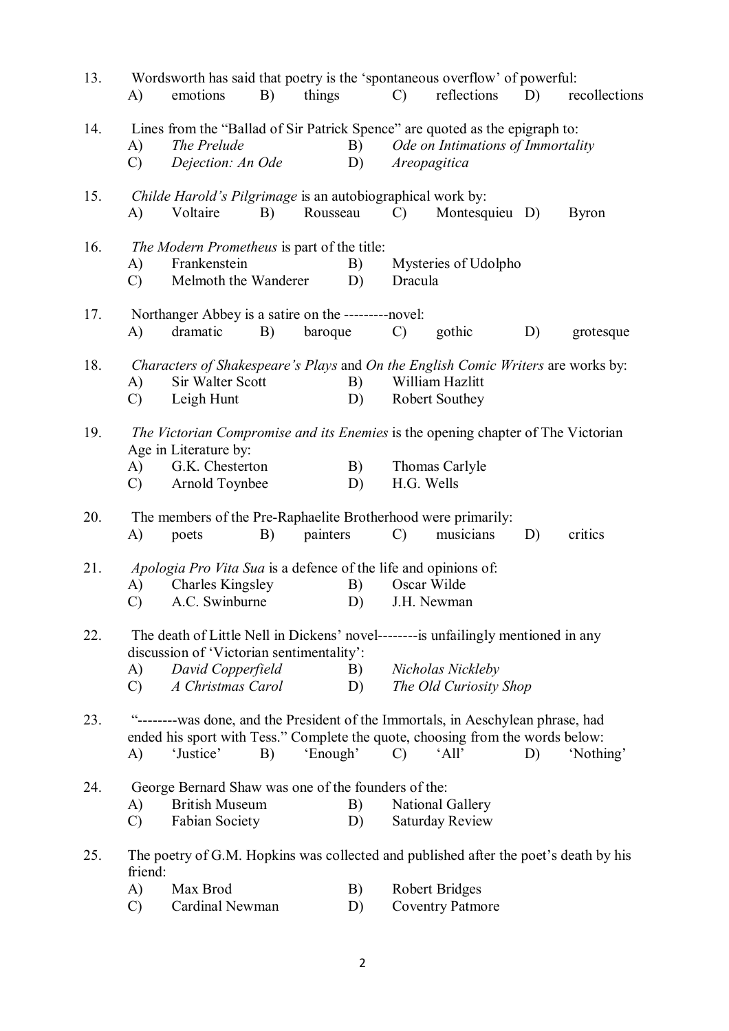13. Wordsworth has said that poetry is the 'spontaneous overflow' of powerful:
    A) emotions B) things C) reflections D) recollections

14. Lines from the "Ballad of Sir Patrick Spence" are quoted as the epigraph to:
    A) *The Prelude* B) *Ode on Intimations of Immortality*
    C) *Dejection: An Ode* D) *Areopagitica*

15. *Childe Harold's Pilgrimage* is an autobiographical work by:
    A) Voltaire B) Rousseau C) Montesquieu D) Byron

16. *The Modern Prometheus* is part of the title:
    A) Frankenstein B) Mysteries of Udolpho
    C) Melmoth the Wanderer D) Dracula

17. Northanger Abbey is a satire on the ---------novel:
    A) dramatic B) baroque C) gothic D) grotesque

18. *Characters of Shakespeare's Plays* and *On the English Comic Writers* are works by:
    A) Sir Walter Scott B) William Hazlitt
    C) Leigh Hunt D) Robert Southey

19. *The Victorian Compromise and its Enemies* is the opening chapter of The Victorian Age in Literature by:
    A) G.K. Chesterton B) Thomas Carlyle
    C) Arnold Toynbee D) H.G. Wells

20. The members of the Pre-Raphaelite Brotherhood were primarily:
    A) poets B) painters C) musicians D) critics

21. *Apologia Pro Vita Sua* is a defence of the life and opinions of:
    A) Charles Kingsley B) Oscar Wilde
    C) A.C. Swinburne D) J.H. Newman

22. The death of Little Nell in Dickens' novel--------is unfailingly mentioned in any discussion of 'Victorian sentimentality':
    A) *David Copperfield* B) *Nicholas Nickleby*
    C) *A Christmas Carol* D) *The Old Curiosity Shop*

23. "--------was done, and the President of the Immortals, in Aeschylean phrase, had ended his sport with Tess." Complete the quote, choosing from the words below:
    A) 'Justice' B) 'Enough' C) 'All' D) 'Nothing'

24. George Bernard Shaw was one of the founders of the:
    A) British Museum B) National Gallery
    C) Fabian Society D) Saturday Review

25. The poetry of G.M. Hopkins was collected and published after the poet's death by his friend:
    A) Max Brod B) Robert Bridges
    C) Cardinal Newman D) Coventry Patmore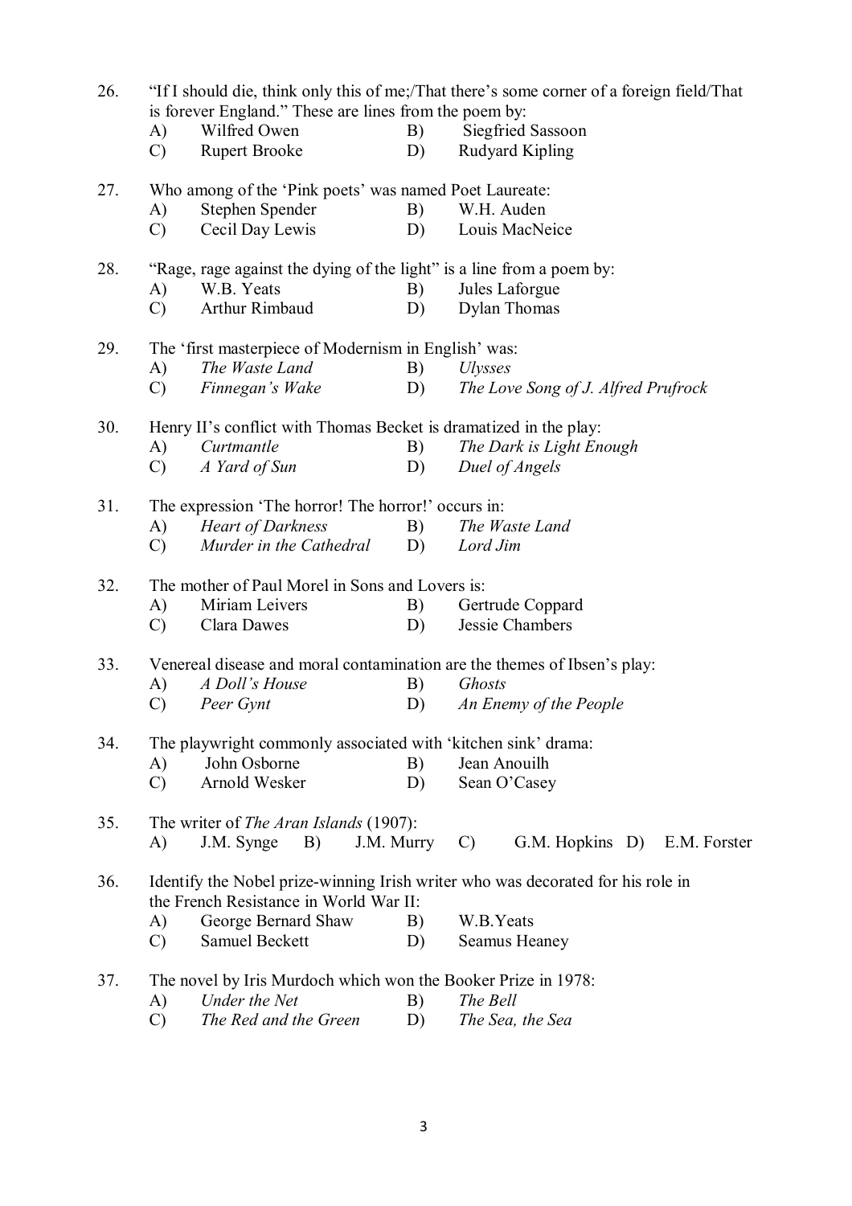26. "If I should die, think only this of me;/That there's some corner of a foreign field/That is forever England." These are lines from the poem by:
    - A) Wilfred Owen
    - B) Siegfried Sassoon
    - C) Rupert Brooke
    - D) Rudyard Kipling

27. Who among of the 'Pink poets' was named Poet Laureate:
    - A) Stephen Spender
    - B) W.H. Auden
    - C) Cecil Day Lewis
    - D) Louis MacNeice

28. "Rage, rage against the dying of the light" is a line from a poem by:
    - A) W.B. Yeats
    - B) Jules Laforgue
    - C) Arthur Rimbaud
    - D) Dylan Thomas

29. The 'first masterpiece of Modernism in English' was:
    - A) *The Waste Land*
    - B) *Ulysses*
    - C) *Finnegan's Wake*
    - D) *The Love Song of J. Alfred Prufrock*

30. Henry II's conflict with Thomas Becket is dramatized in the play:
    - A) *Curtmantle*
    - B) *The Dark is Light Enough*
    - C) *A Yard of Sun*
    - D) *Duel of Angels*

31. The expression 'The horror! The horror!' occurs in:
    - A) *Heart of Darkness*
    - B) *The Waste Land*
    - C) *Murder in the Cathedral*
    - D) *Lord Jim*

32. The mother of Paul Morel in Sons and Lovers is:
    - A) Miriam Leivers
    - B) Gertrude Coppard
    - C) Clara Dawes
    - D) Jessie Chambers

33. Venereal disease and moral contamination are the themes of Ibsen's play:
    - A) *A Doll's House*
    - B) *Ghosts*
    - C) *Peer Gynt*
    - D) *An Enemy of the People*

34. The playwright commonly associated with 'kitchen sink' drama:
    - A) John Osborne
    - B) Jean Anouilh
    - C) Arnold Wesker
    - D) Sean O'Casey

35. The writer of *The Aran Islands* (1907):
    - A) J.M. Synge
    - B) J.M. Murry
    - C) G.M. Hopkins
    - D) E.M. Forster

36. Identify the Nobel prize-winning Irish writer who was decorated for his role in the French Resistance in World War II:
    - A) George Bernard Shaw
    - B) W.B.Yeats
    - C) Samuel Beckett
    - D) Seamus Heaney

37. The novel by Iris Murdoch which won the Booker Prize in 1978:
    - A) *Under the Net*
    - B) *The Bell*
    - C) *The Red and the Green*
    - D) *The Sea, the Sea*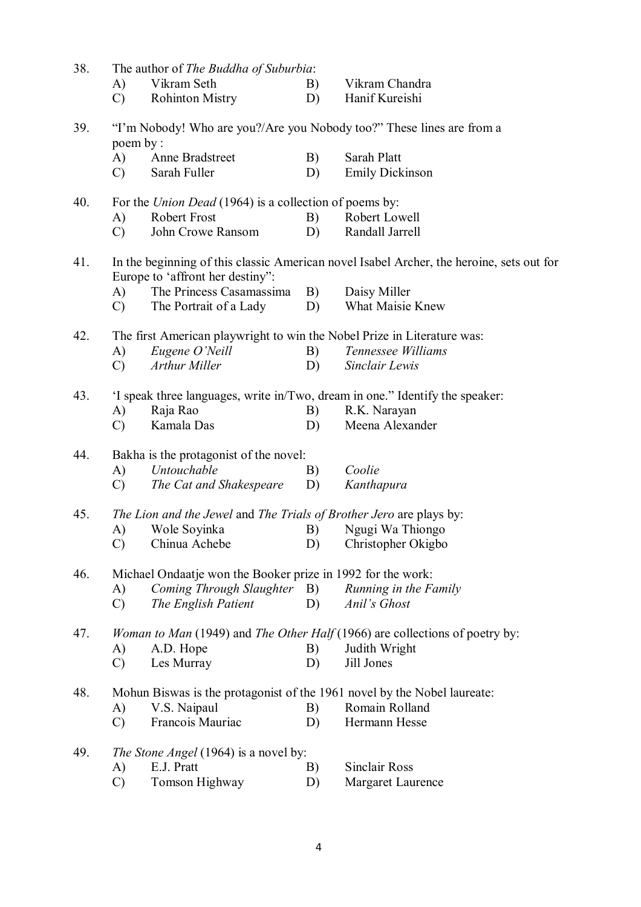38. The author of *The Buddha of Suburbia*:

 A) Vikram Seth  B) Vikram Chandra
 C) Rohinton Mistry  D) Hanif Kureishi

39. "I'm Nobody! Who are you?/Are you Nobody too?" These lines are from a poem by :

 A) Anne Bradstreet  B) Sarah Platt
 C) Sarah Fuller  D) Emily Dickinson

40. For the *Union Dead* (1964) is a collection of poems by:

 A) Robert Frost  B) Robert Lowell
 C) John Crowe Ransom  D) Randall Jarrell

41. In the beginning of this classic American novel Isabel Archer, the heroine, sets out for Europe to 'affront her destiny":

 A) The Princess Casamassima  B) Daisy Miller
 C) The Portrait of a Lady  D) What Maisie Knew

42. The first American playwright to win the Nobel Prize in Literature was:

 A) *Eugene O'Neill*  B) *Tennessee Williams*
 C) *Arthur Miller*  D) *Sinclair Lewis*

43. 'I speak three languages, write in/Two, dream in one." Identify the speaker:

 A) Raja Rao  B) R.K. Narayan
 C) Kamala Das  D) Meena Alexander

44. Bakha is the protagonist of the novel:

 A) *Untouchable*  B) *Coolie*
 C) *The Cat and Shakespeare*  D) *Kanthapura*

45. *The Lion and the Jewel* and *The Trials of Brother Jero* are plays by:

 A) Wole Soyinka  B) Ngugi Wa Thiongo
 C) Chinua Achebe  D) Christopher Okigbo

46. Michael Ondaatje won the Booker prize in 1992 for the work:

 A) *Coming Through Slaughter*  B) *Running in the Family*
 C) *The English Patient*  D) *Anil's Ghost*

47. *Woman to Man* (1949) and *The Other Half* (1966) are collections of poetry by:

 A) A.D. Hope  B) Judith Wright
 C) Les Murray  D) Jill Jones

48. Mohun Biswas is the protagonist of the 1961 novel by the Nobel laureate:

 A) V.S. Naipaul  B) Romain Rolland
 C) Francois Mauriac  D) Hermann Hesse

49. *The Stone Angel* (1964) is a novel by:

 A) E.J. Pratt  B) Sinclair Ross
 C) Tomson Highway  D) Margaret Laurence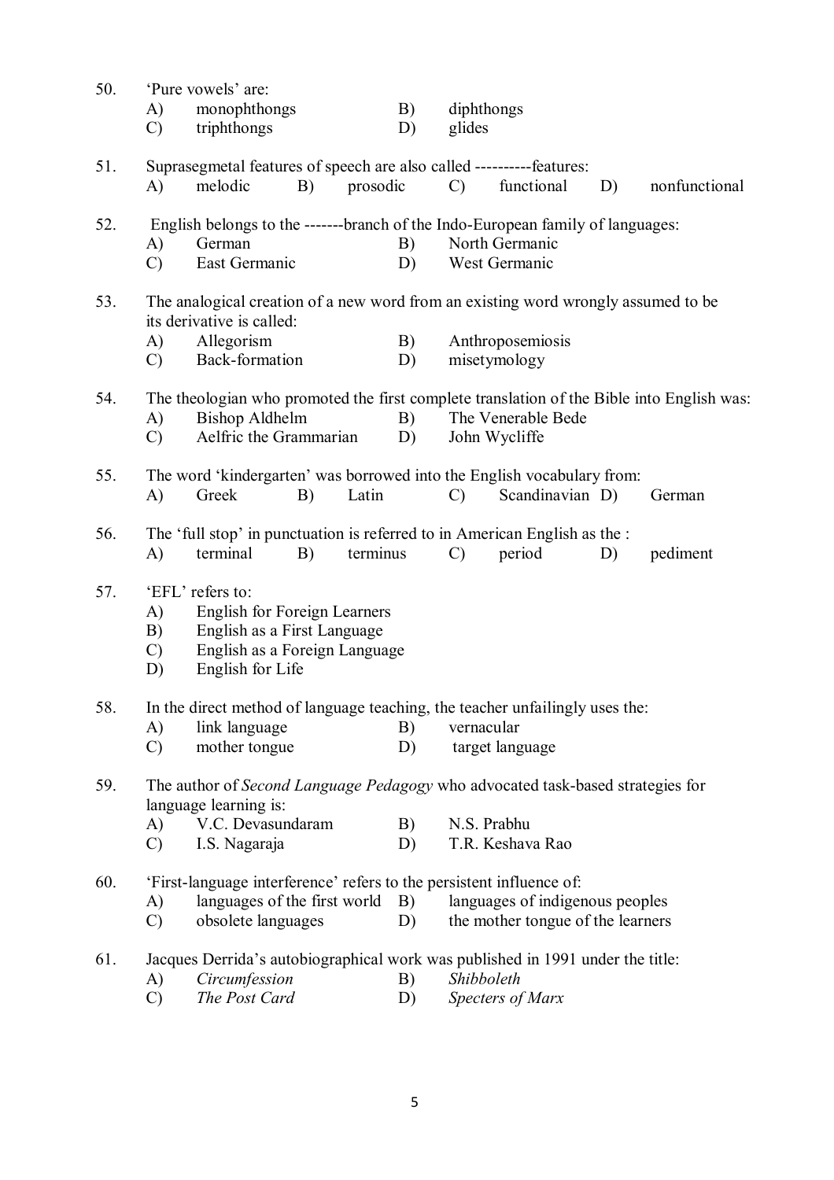50. 'Pure vowels' are:
    A) monophthongs  B) diphthongs
    C) triphthongs  D) glides

51. Suprasegmetal features of speech are also called ----------features:
    A) melodic  B) prosodic  C) functional  D) nonfunctional

52. English belongs to the -------branch of the Indo-European family of languages:
    A) German  B) North Germanic
    C) East Germanic  D) West Germanic

53. The analogical creation of a new word from an existing word wrongly assumed to be its derivative is called:
    A) Allegorism  B) Anthroposemiosis
    C) Back-formation  D) misetymology

54. The theologian who promoted the first complete translation of the Bible into English was:
    A) Bishop Aldhelm  B) The Venerable Bede
    C) Aelfric the Grammarian  D) John Wycliffe

55. The word 'kindergarten' was borrowed into the English vocabulary from:
    A) Greek  B) Latin  C) Scandinavian  D) German

56. The 'full stop' in punctuation is referred to in American English as the :
    A) terminal  B) terminus  C) period  D) pediment

57. 'EFL' refers to:
    A) English for Foreign Learners
    B) English as a First Language
    C) English as a Foreign Language
    D) English for Life

58. In the direct method of language teaching, the teacher unfailingly uses the:
    A) link language  B) vernacular
    C) mother tongue  D) target language

59. The author of *Second Language Pedagogy* who advocated task-based strategies for language learning is:
    A) V.C. Devasundaram  B) N.S. Prabhu
    C) I.S. Nagaraja  D) T.R. Keshava Rao

60. 'First-language interference' refers to the persistent influence of:
    A) languages of the first world  B) languages of indigenous peoples
    C) obsolete languages  D) the mother tongue of the learners

61. Jacques Derrida's autobiographical work was published in 1991 under the title:
    A) *Circumfession*  B) *Shibboleth*
    C) *The Post Card*  D) *Specters of Marx*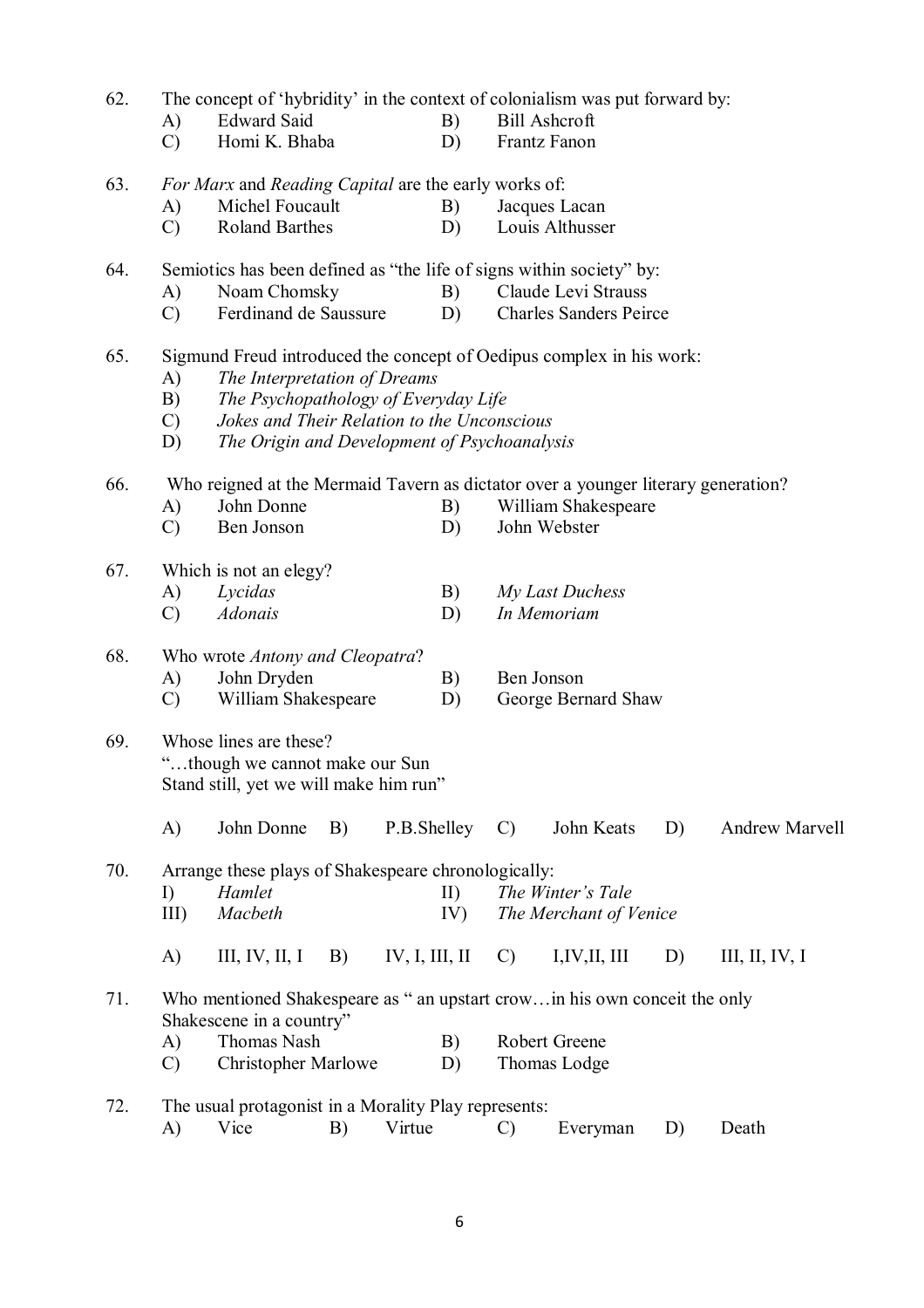62. The concept of 'hybridity' in the context of colonialism was put forward by:

A) Edward Said B) Bill Ashcroft
C) Homi K. Bhaba D) Frantz Fanon

63. *For Marx* and *Reading Capital* are the early works of:

A) Michel Foucault B) Jacques Lacan
C) Roland Barthes D) Louis Althusser

64. Semiotics has been defined as "the life of signs within society" by:

A) Noam Chomsky B) Claude Levi Strauss
C) Ferdinand de Saussure D) Charles Sanders Peirce

65. Sigmund Freud introduced the concept of Oedipus complex in his work:

A) *The Interpretation of Dreams*
B) *The Psychopathology of Everyday Life*
C) *Jokes and Their Relation to the Unconscious*
D) *The Origin and Development of Psychoanalysis*

66. Who reigned at the Mermaid Tavern as dictator over a younger literary generation?

A) John Donne B) William Shakespeare
C) Ben Jonson D) John Webster

67. Which is not an elegy?

A) *Lycidas* B) *My Last Duchess*
C) *Adonais* D) *In Memoriam*

68. Who wrote *Antony and Cleopatra*?

A) John Dryden B) Ben Jonson
C) William Shakespeare D) George Bernard Shaw

69. Whose lines are these?
"…though we cannot make our Sun
Stand still, yet we will make him run"

A) John Donne B) P.B.Shelley C) John Keats D) Andrew Marvell

70. Arrange these plays of Shakespeare chronologically:

I) *Hamlet* II) *The Winter's Tale*
III) *Macbeth* IV) *The Merchant of Venice*

A) III, IV, II, I B) IV, I, III, II C) I,IV,II, III D) III, II, IV, I

71. Who mentioned Shakespeare as " an upstart crow…in his own conceit the only Shakescene in a country"

A) Thomas Nash B) Robert Greene
C) Christopher Marlowe D) Thomas Lodge

72. The usual protagonist in a Morality Play represents:

A) Vice B) Virtue C) Everyman D) Death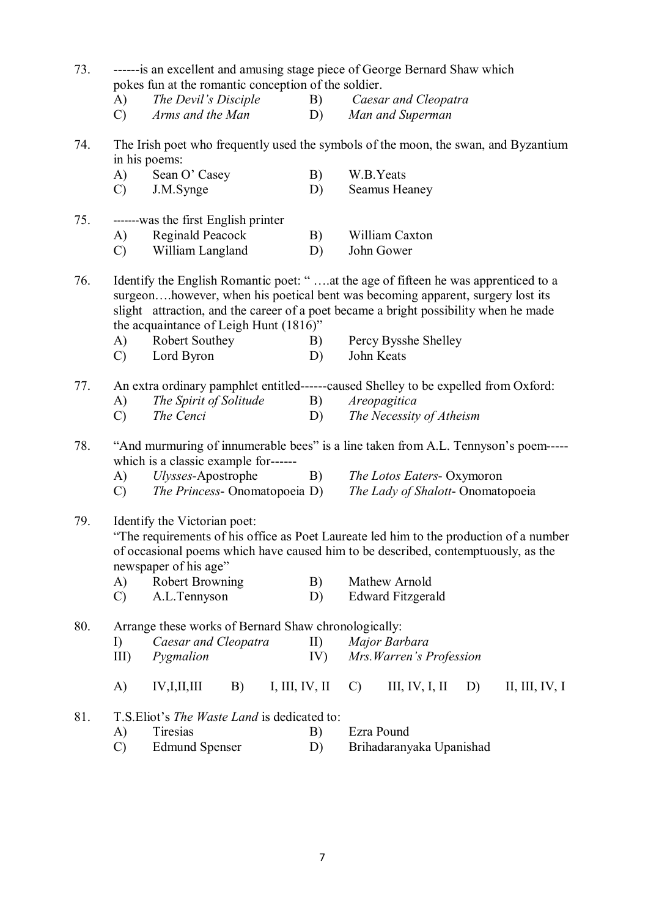73. ------is an excellent and amusing stage piece of George Bernard Shaw which pokes fun at the romantic conception of the soldier.

    A) *The Devil's Disciple*  B) *Caesar and Cleopatra*
    C) *Arms and the Man*  D) *Man and Superman*

74. The Irish poet who frequently used the symbols of the moon, the swan, and Byzantium in his poems:

    A) Sean O' Casey  B) W.B.Yeats
    C) J.M.Synge  D) Seamus Heaney

75. -------was the first English printer

    A) Reginald Peacock  B) William Caxton
    C) William Langland  D) John Gower

76. Identify the English Romantic poet: " ….at the age of fifteen he was apprenticed to a surgeon….however, when his poetical bent was becoming apparent, surgery lost its slight attraction, and the career of a poet became a bright possibility when he made the acquaintance of Leigh Hunt (1816)"

    A) Robert Southey  B) Percy Bysshe Shelley
    C) Lord Byron  D) John Keats

77. An extra ordinary pamphlet entitled------caused Shelley to be expelled from Oxford:

    A) *The Spirit of Solitude*  B) *Areopagitica*
    C) *The Cenci*  D) *The Necessity of Atheism*

78. "And murmuring of innumerable bees" is a line taken from A.L. Tennyson's poem----- which is a classic example for------

    A) *Ulysses*-Apostrophe  B) *The Lotos Eaters*- Oxymoron
    C) *The Princess*- Onomatopoeia  D) *The Lady of Shalott*- Onomatopoeia

79. Identify the Victorian poet:
    "The requirements of his office as Poet Laureate led him to the production of a number of occasional poems which have caused him to be described, contemptuously, as the newspaper of his age"

    A) Robert Browning  B) Mathew Arnold
    C) A.L.Tennyson  D) Edward Fitzgerald

80. Arrange these works of Bernard Shaw chronologically:

    I) *Caesar and Cleopatra*  II) *Major Barbara*
    III) *Pygmalion*  IV) *Mrs.Warren's Profession*

    A) IV,I,II,III  B) I, III, IV, II  C) III, IV, I, II  D) II, III, IV, I

81. T.S.Eliot's *The Waste Land* is dedicated to:

    A) Tiresias  B) Ezra Pound
    C) Edmund Spenser  D) Brihadaranyaka Upanishad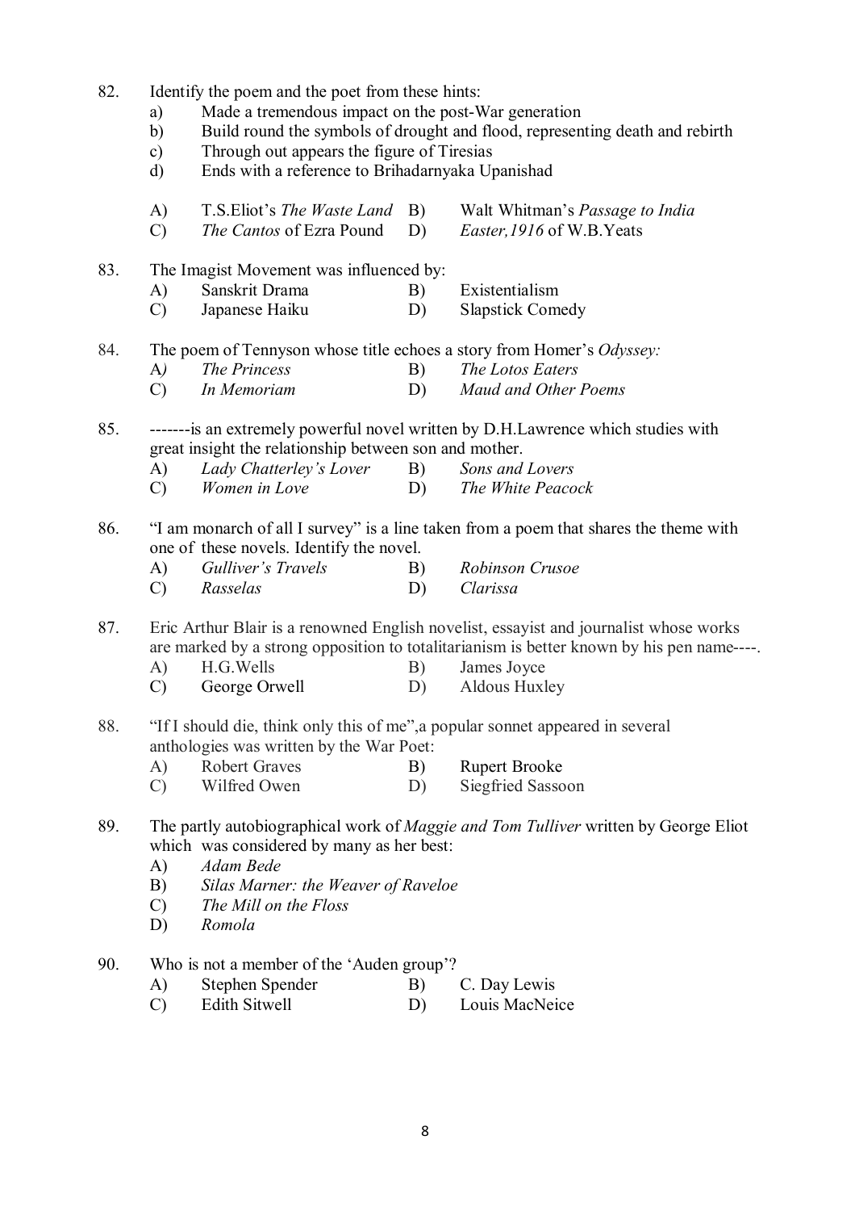82. Identify the poem and the poet from these hints:
    a) Made a tremendous impact on the post-War generation
    b) Build round the symbols of drought and flood, representing death and rebirth
    c) Through out appears the figure of Tiresias
    d) Ends with a reference to Brihadarnyaka Upanishad

    A) T.S.Eliot's *The Waste Land* B) Walt Whitman's *Passage to India*
    C) *The Cantos* of Ezra Pound D) *Easter,1916* of W.B.Yeats

83. The Imagist Movement was influenced by:
    A) Sanskrit Drama B) Existentialism
    C) Japanese Haiku D) Slapstick Comedy

84. The poem of Tennyson whose title echoes a story from Homer's *Odyssey:*
    A) *The Princess* B) *The Lotos Eaters*
    C) *In Memoriam* D) *Maud and Other Poems*

85. -------is an extremely powerful novel written by D.H.Lawrence which studies with great insight the relationship between son and mother.
    A) *Lady Chatterley's Lover* B) *Sons and Lovers*
    C) *Women in Love* D) *The White Peacock*

86. "I am monarch of all I survey" is a line taken from a poem that shares the theme with one of these novels. Identify the novel.
    A) *Gulliver's Travels* B) *Robinson Crusoe*
    C) *Rasselas* D) *Clarissa*

87. Eric Arthur Blair is a renowned English novelist, essayist and journalist whose works are marked by a strong opposition to totalitarianism is better known by his pen name----.
    A) H.G.Wells B) James Joyce
    C) George Orwell D) Aldous Huxley

88. "If I should die, think only this of me",a popular sonnet appeared in several anthologies was written by the War Poet:
    A) Robert Graves B) Rupert Brooke
    C) Wilfred Owen D) Siegfried Sassoon

89. The partly autobiographical work of *Maggie and Tom Tulliver* written by George Eliot which was considered by many as her best:
    A) *Adam Bede*
    B) *Silas Marner: the Weaver of Raveloe*
    C) *The Mill on the Floss*
    D) *Romola*

90. Who is not a member of the 'Auden group'?
    A) Stephen Spender B) C. Day Lewis
    C) Edith Sitwell D) Louis MacNeice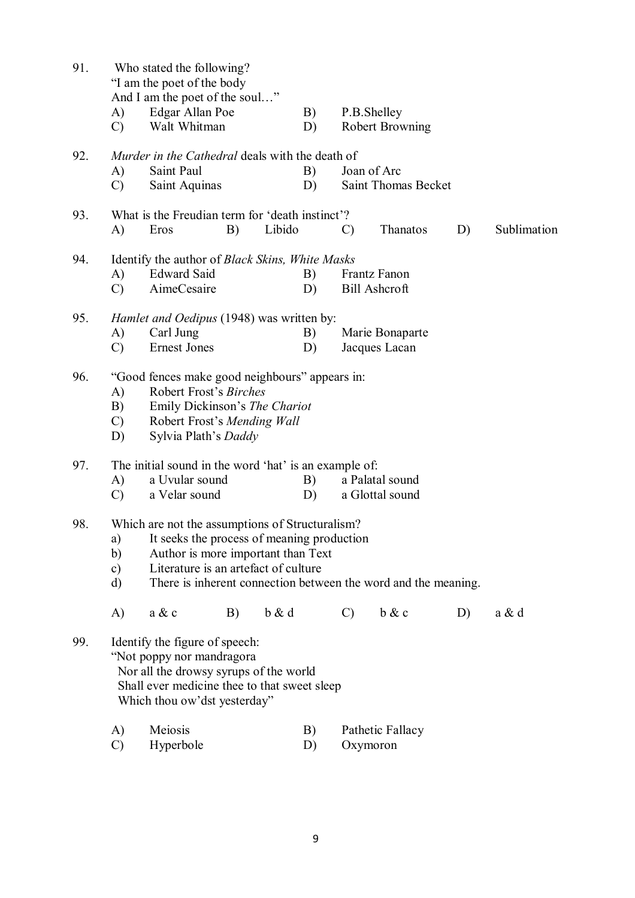91. Who stated the following?
"I am the poet of the body
And I am the poet of the soul…"

A) Edgar Allan Poe B) P.B.Shelley
C) Walt Whitman D) Robert Browning

92. *Murder in the Cathedral* deals with the death of

A) Saint Paul B) Joan of Arc
C) Saint Aquinas D) Saint Thomas Becket

93. What is the Freudian term for 'death instinct'?

A) Eros B) Libido C) Thanatos D) Sublimation

94. Identify the author of *Black Skins, White Masks*

A) Edward Said B) Frantz Fanon
C) AimeCesaire D) Bill Ashcroft

95. *Hamlet and Oedipus* (1948) was written by:

A) Carl Jung B) Marie Bonaparte
C) Ernest Jones D) Jacques Lacan

96. "Good fences make good neighbours" appears in:

A) Robert Frost's *Birches*
B) Emily Dickinson's *The Chariot*
C) Robert Frost's *Mending Wall*
D) Sylvia Plath's *Daddy*

97. The initial sound in the word 'hat' is an example of:

A) a Uvular sound B) a Palatal sound
C) a Velar sound D) a Glottal sound

98. Which are not the assumptions of Structuralism?

a) It seeks the process of meaning production
b) Author is more important than Text
c) Literature is an artefact of culture
d) There is inherent connection between the word and the meaning.

A) a & c B) b & d C) b & c D) a & d

99. Identify the figure of speech:
"Not poppy nor mandragora
Nor all the drowsy syrups of the world
Shall ever medicine thee to that sweet sleep
Which thou ow'dst yesterday"

A) Meiosis B) Pathetic Fallacy
C) Hyperbole D) Oxymoron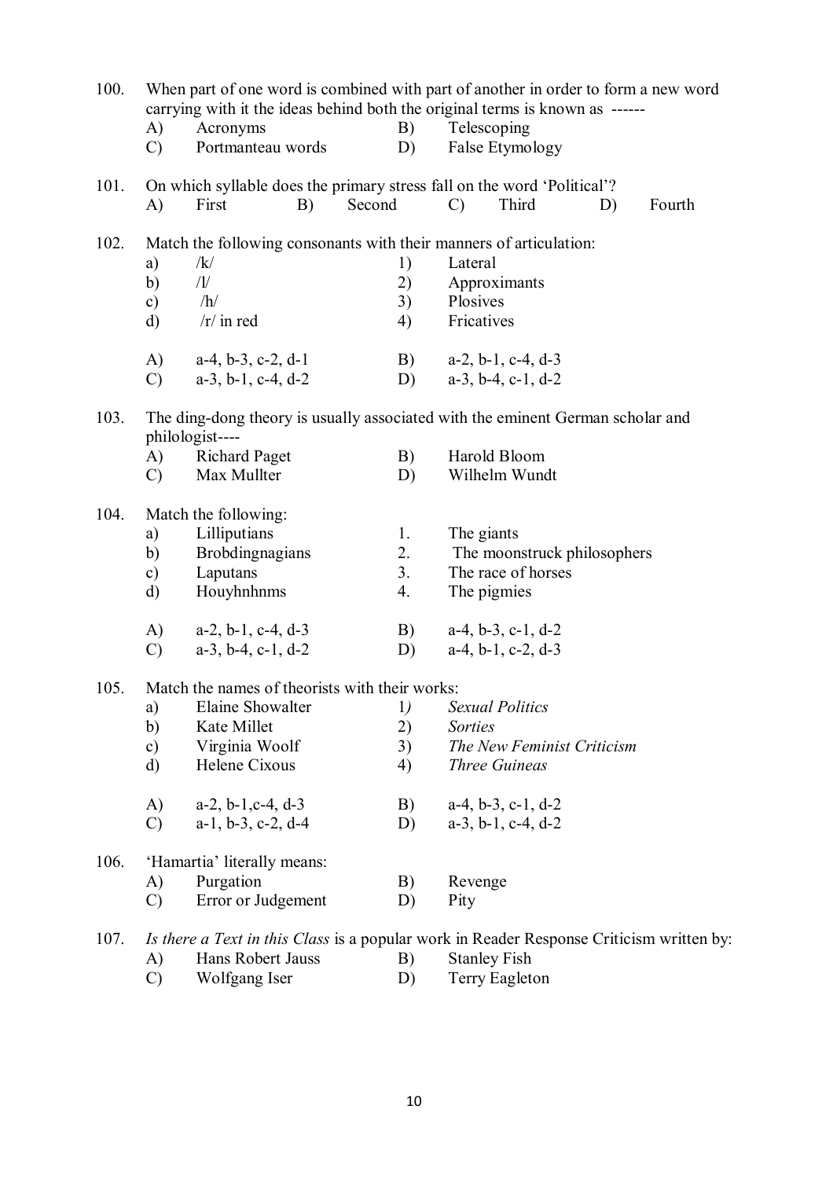100. When part of one word is combined with part of another in order to form a new word carrying with it the ideas behind both the original terms is known as ------

A) Acronyms
B) Telescoping
C) Portmanteau words
D) False Etymology

101. On which syllable does the primary stress fall on the word 'Political'?

A) First
B) Second
C) Third
D) Fourth

102. Match the following consonants with their manners of articulation:

a) /k/
b) /l/
c) /h/
d) /r/ in red

1) Lateral
2) Approximants
3) Plosives
4) Fricatives

A) a-4, b-3, c-2, d-1
B) a-2, b-1, c-4, d-3
C) a-3, b-1, c-4, d-2
D) a-3, b-4, c-1, d-2

103. The ding-dong theory is usually associated with the eminent German scholar and philologist----

A) Richard Paget
B) Harold Bloom
C) Max Mullter
D) Wilhelm Wundt

104. Match the following:

a) Lilliputians
b) Brobdingnagians
c) Laputans
d) Houyhnhnms

1. The giants
2. The moonstruck philosophers
3. The race of horses
4. The pigmies

A) a-2, b-1, c-4, d-3
B) a-4, b-3, c-1, d-2
C) a-3, b-4, c-1, d-2
D) a-4, b-1, c-2, d-3

105. Match the names of theorists with their works:

a) Elaine Showalter
b) Kate Millet
c) Virginia Woolf
d) Helene Cixous

1) *Sexual Politics*
2) *Sorties*
3) *The New Feminist Criticism*
4) *Three Guineas*

A) a-2, b-1,c-4, d-3
B) a-4, b-3, c-1, d-2
C) a-1, b-3, c-2, d-4
D) a-3, b-1, c-4, d-2

106. 'Hamartia' literally means:

A) Purgation
B) Revenge
C) Error or Judgement
D) Pity

107. *Is there a Text in this Class* is a popular work in Reader Response Criticism written by:

A) Hans Robert Jauss
B) Stanley Fish
C) Wolfgang Iser
D) Terry Eagleton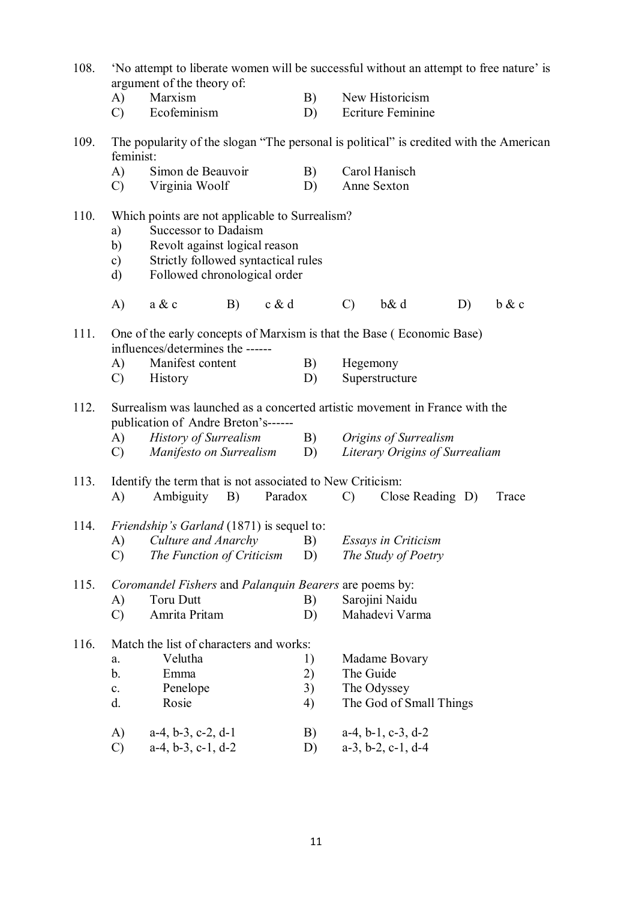108. 'No attempt to liberate women will be successful without an attempt to free nature' is argument of the theory of:

A) Marxism B) New Historicism
C) Ecofeminism D) Ecriture Feminine

109. The popularity of the slogan "The personal is political" is credited with the American feminist:

A) Simon de Beauvoir B) Carol Hanisch
C) Virginia Woolf D) Anne Sexton

110. Which points are not applicable to Surrealism?

a) Successor to Dadaism
b) Revolt against logical reason
c) Strictly followed syntactical rules
d) Followed chronological order

A) a & c B) c & d C) b& d D) b & c

111. One of the early concepts of Marxism is that the Base ( Economic Base) influences/determines the ------

A) Manifest content B) Hegemony
C) History D) Superstructure

112. Surrealism was launched as a concerted artistic movement in France with the publication of Andre Breton's------

A) *History of Surrealism* B) *Origins of Surrealism*
C) *Manifesto on Surrealism* D) *Literary Origins of Surrealiam*

113. Identify the term that is not associated to New Criticism:

A) Ambiguity B) Paradox C) Close Reading D) Trace

114. *Friendship's Garland* (1871) is sequel to:

A) *Culture and Anarchy* B) *Essays in Criticism*
C) *The Function of Criticism* D) *The Study of Poetry*

115. *Coromandel Fishers* and *Palanquin Bearers* are poems by:

A) Toru Dutt B) Sarojini Naidu
C) Amrita Pritam D) Mahadevi Varma

116. Match the list of characters and works:

a. Velutha 1) Madame Bovary
b. Emma 2) The Guide
c. Penelope 3) The Odyssey
d. Rosie 4) The God of Small Things

A) a-4, b-3, c-2, d-1 B) a-4, b-1, c-3, d-2
C) a-4, b-3, c-1, d-2 D) a-3, b-2, c-1, d-4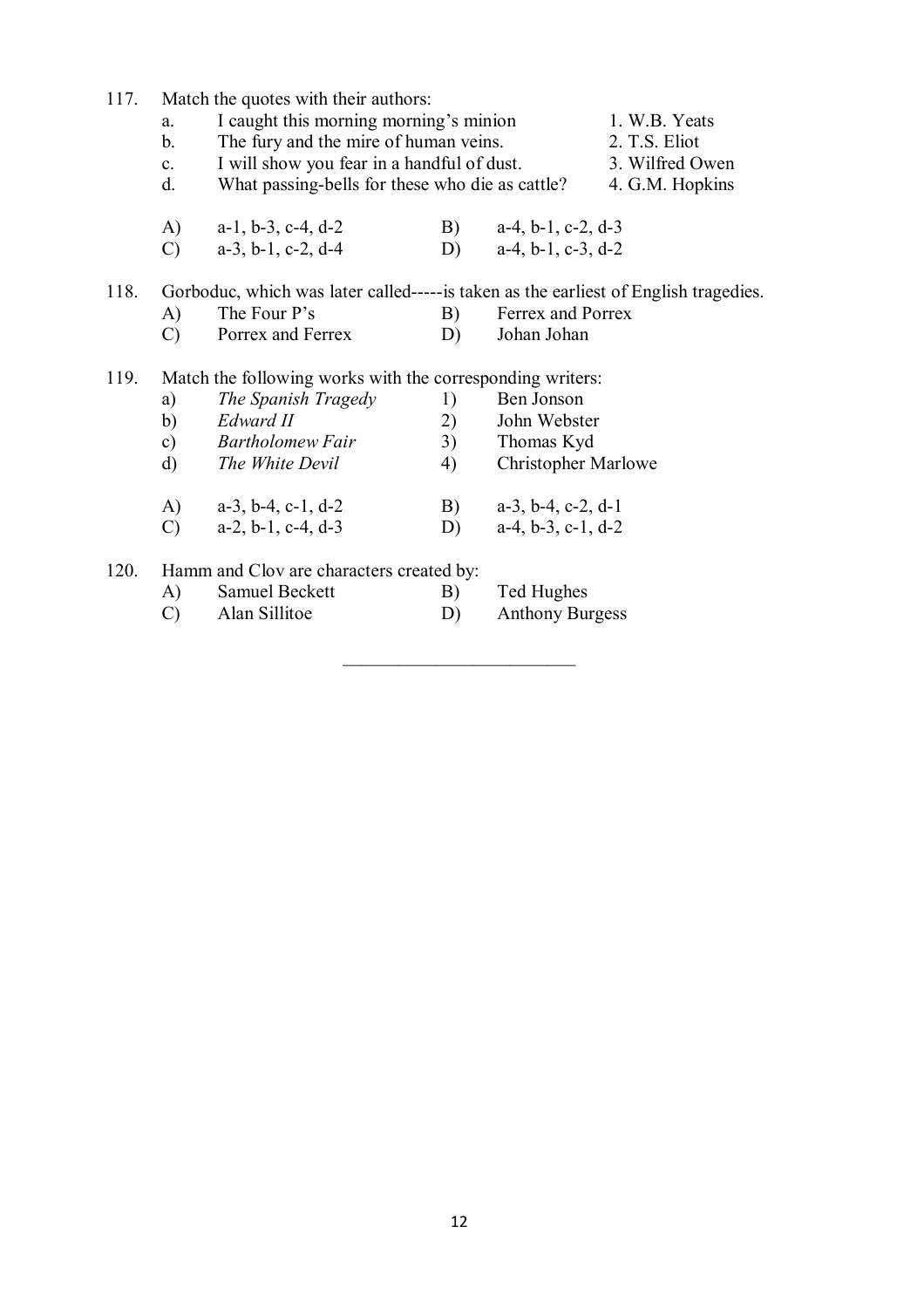117. Match the quotes with their authors:

| | | |
|---|---|---|
| a. | I caught this morning morning's minion | 1. W.B. Yeats |
| b. | The fury and the mire of human veins. | 2. T.S. Eliot |
| c. | I will show you fear in a handful of dust. | 3. Wilfred Owen |
| d. | What passing-bells for these who die as cattle? | 4. G.M. Hopkins |

A) a-1, b-3, c-4, d-2  B) a-4, b-1, c-2, d-3
C) a-3, b-1, c-2, d-4  D) a-4, b-1, c-3, d-2

118. Gorboduc, which was later called-----is taken as the earliest of English tragedies.

A) The Four P's  B) Ferrex and Porrex
C) Porrex and Ferrex  D) Johan Johan

119. Match the following works with the corresponding writers:

| | | | |
|---|---|---|---|
| a) | *The Spanish Tragedy* | 1) | Ben Jonson |
| b) | *Edward II* | 2) | John Webster |
| c) | *Bartholomew Fair* | 3) | Thomas Kyd |
| d) | *The White Devil* | 4) | Christopher Marlowe |

A) a-3, b-4, c-1, d-2  B) a-3, b-4, c-2, d-1
C) a-2, b-1, c-4, d-3  D) a-4, b-3, c-1, d-2

120. Hamm and Clov are characters created by:

A) Samuel Beckett  B) Ted Hughes
C) Alan Sillitoe  D) Anthony Burgess

---